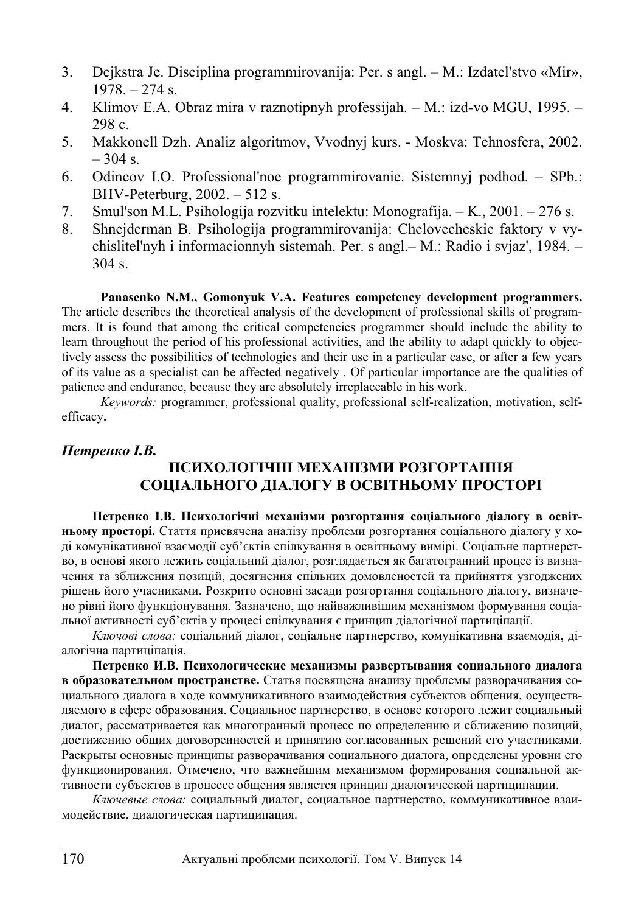3. Dejkstra Je. Disciplina programmirovanija: Per. s angl. – M.: Izdatel'stvo «Mir», 1978. – 274 s.
4. Klimov E.A. Obraz mira v raznotipnyh professijah. – M.: izd-vo MGU, 1995. – 298 c.
5. Makkonell Dzh. Analiz algoritmov, Vvodnyj kurs. - Moskva: Tehnosfera, 2002. – 304 s.
6. Odincov I.O. Professional'noe programmirovanie. Sistemnyj podhod. – SPb.: BHV-Peterburg, 2002. – 512 s.
7. Smul'son M.L. Psihologija rozvitku intelektu: Monografija. – K., 2001. – 276 s.
8. Shnejderman B. Psihologija programmirovanija: Chelovecheskie faktory v vychislitel'nyh i informacionnyh sistemah. Per. s angl.– M.: Radio i svjaz', 1984. – 304 s.

**Panasenko N.M., Gomonyuk V.A. Features competency development programmers.** The article describes the theoretical analysis of the development of professional skills of programmers. It is found that among the critical competencies programmer should include the ability to learn throughout the period of his professional activities, and the ability to adapt quickly to objectively assess the possibilities of technologies and their use in a particular case, or after a few years of its value as a specialist can be affected negatively . Of particular importance are the qualities of patience and endurance, because they are absolutely irreplaceable in his work.

*Keywords:* programmer, professional quality, professional self-realization, motivation, self-efficacy**.**

***Петренко І.В.***

## ПСИХОЛОГІЧНІ МЕХАНІЗМИ РОЗГОРТАННЯ СОЦІАЛЬНОГО ДІАЛОГУ В ОСВІТНЬОМУ ПРОСТОРІ

**Петренко І.В. Психологічні механізми розгортання соціального діалогу в освітньому просторі.** Стаття присвячена аналізу проблеми розгортання соціального діалогу у ході комунікативної взаємодії суб'єктів спілкування в освітньому вимірі. Соціальне партнерство, в основі якого лежить соціальний діалог, розглядається як багатогранний процес із визначення та зближення позицій, досягнення спільних домовленостей та прийняття узгоджених рішень його учасниками. Розкрито основні засади розгортання соціального діалогу, визначено рівні його функціонування. Зазначено, що найважливішим механізмом формування соціальної активності суб'єктів у процесі спілкування є принцип діалогічної партиціпації.

*Ключові слова:* соціальний діалог, соціальне партнерство, комунікативна взаємодія, діалогічна партиціпація.

**Петренко И.В. Психологические механизмы развертывания социального диалога в образовательном пространстве.** Статья посвящена анализу проблемы разворачивания социального диалога в ходе коммуникативного взаимодействия субъектов общения, осуществляемого в сфере образования. Социальное партнерство, в основе которого лежит социальный диалог, рассматривается как многогранный процесс по определению и сближению позиций, достижению общих договоренностей и принятию согласованных решений его участниками. Раскрыты основные принципы разворачивания социального диалога, определены уровни его функционирования. Отмечено, что важнейшим механизмом формирования социальной активности субъектов в процессе общения является принцип диалогической партиципации.

*Ключевые слова:* социальный диалог, социальное партнерство, коммуникативное взаимодействие, диалогическая партиципация.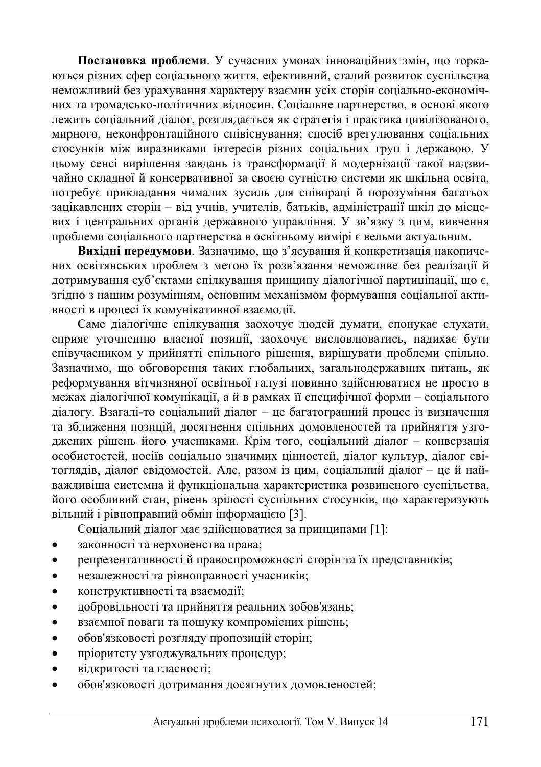**Постановка проблеми**. У сучасних умовах інноваційних змін, що торкаються різних сфер соціального життя, ефективний, сталий розвиток суспільства неможливий без урахування характеру взаємин усіх сторін соціально-економічних та громадсько-політичних відносин. Соціальне партнерство, в основі якого лежить соціальний діалог, розглядається як стратегія і практика цивілізованого, мирного, неконфронтаційного співіснування; спосіб врегулювання соціальних стосунків між виразниками інтересів різних соціальних груп і державою. У цьому сенсі вирішення завдань із трансформації й модернізації такої надзвичайно складної й консервативної за своєю сутністю системи як шкільна освіта, потребує прикладання чималих зусиль для співпраці й порозуміння багатьох зацікавлених сторін – від учнів, учителів, батьків, адміністрації шкіл до місцевих і центральних органів державного управління. У зв'язку з цим, вивчення проблеми соціального партнерства в освітньому вимірі є вельми актуальним.

**Вихідні передумови**. Зазначимо, що з'ясування й конкретизація накопичених освітянських проблем з метою їх розв'язання неможливе без реалізації й дотримування суб'єктами спілкування принципу діалогічної партиціпації, що є, згідно з нашим розумінням, основним механізмом формування соціальної активності в процесі їх комунікативної взаємодії.

Саме діалогічне спілкування заохочує людей думати, спонукає слухати, сприяє уточненню власної позиції, заохочує висловлюватись, надихає бути співучасником у прийнятті спільного рішення, вирішувати проблеми спільно. Зазначимо, що обговорення таких глобальних, загальнодержавних питань, як реформування вітчизняної освітньої галузі повинно здійснюватися не просто в межах діалогічної комунікації, а й в рамках її специфічної форми – соціального діалогу. Взагалі-то соціальний діалог – це багатогранний процес із визначення та зближення позицій, досягнення спільних домовленостей та прийняття узгоджених рішень його учасниками. Крім того, соціальний діалог – конверзація особистостей, носіїв соціально значимих цінностей, діалог культур, діалог світоглядів, діалог свідомостей. Але, разом із цим, соціальний діалог – це й найважливіша системна й функціональна характеристика розвиненого суспільства, його особливий стан, рівень зрілості суспільних стосунків, що характеризують вільний і рівноправний обмін інформацією [3].

Соціальний діалог має здійснюватися за принципами [1]:

- законності та верховенства права;
- репрезентативності й правоспроможності сторін та їх представників;
- незалежності та рівноправності учасників;
- конструктивності та взаємодії;
- добровільності та прийняття реальних зобов'язань;
- взаємної поваги та пошуку компромісних рішень;
- обов'язковості розгляду пропозицій сторін;
- пріоритету узгоджувальних процедур;
- відкритості та гласності;
- обов'язковості дотримання досягнутих домовленостей;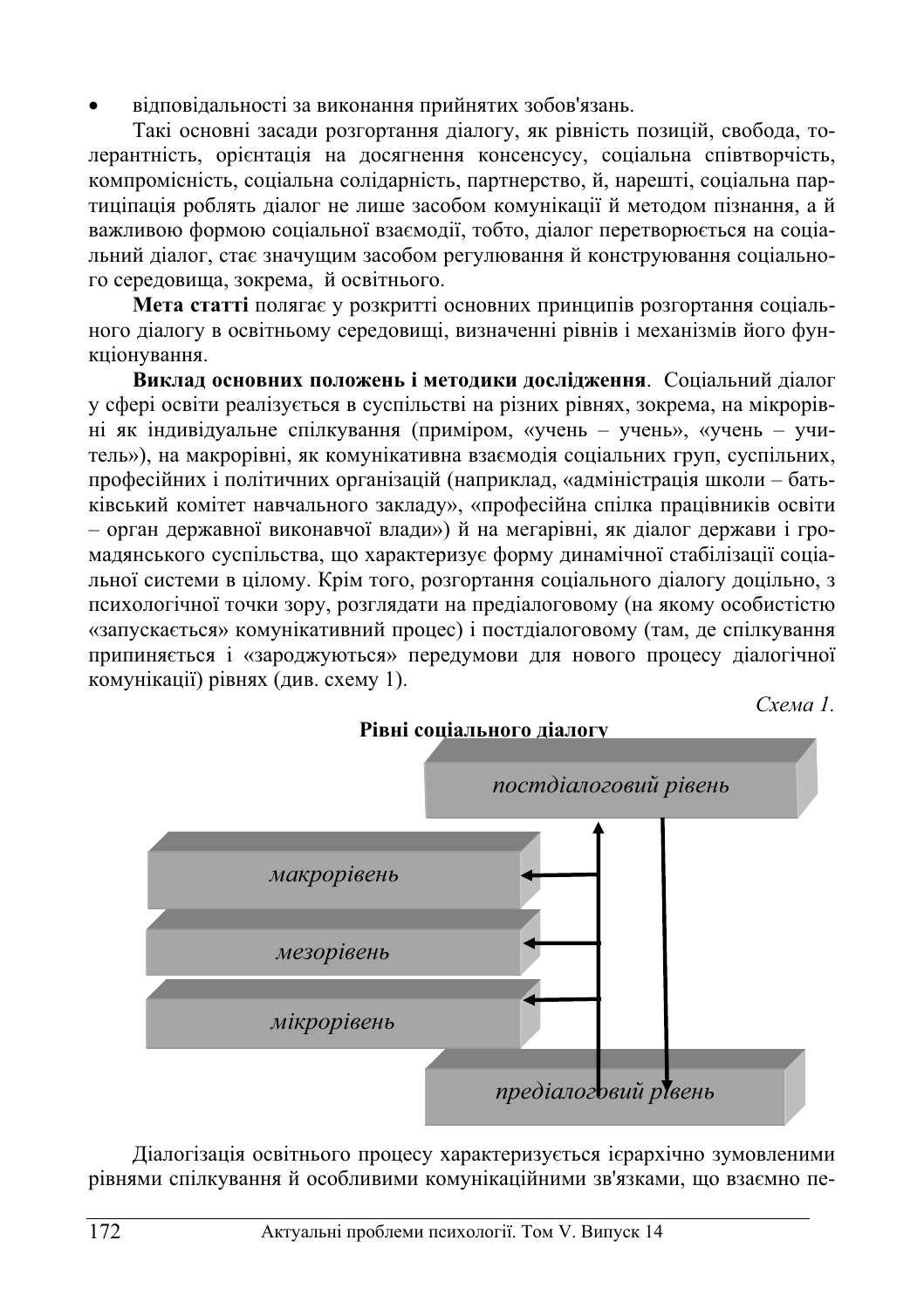- відповідальності за виконання прийнятих зобов'язань.

Такі основні засади розгортання діалогу, як рівність позицій, свобода, толерантність, орієнтація на досягнення консенсусу, соціальна співтворчість, компромісність, соціальна солідарність, партнерство, й, нарешті, соціальна партиціпація роблять діалог не лише засобом комунікації й методом пізнання, а й важливою формою соціальної взаємодії, тобто, діалог перетворюється на соціальний діалог, стає значущим засобом регулювання й конструювання соціального середовища, зокрема, й освітнього.

**Мета статті** полягає у розкритті основних принципів розгортання соціального діалогу в освітньому середовищі, визначенні рівнів і механізмів його функціонування.

**Виклад основних положень і методики дослідження**. Соціальний діалог у сфері освіти реалізується в суспільстві на різних рівнях, зокрема, на мікрорівні як індивідуальне спілкування (приміром, «учень – учень», «учень – учитель»), на макрорівні, як комунікативна взаємодія соціальних груп, суспільних, професійних і політичних організацій (наприклад, «адміністрація школи – батьківський комітет навчального закладу», «професійна спілка працівників освіти – орган державної виконавчої влади») й на мегарівні, як діалог держави і громадянського суспільства, що характеризує форму динамічної стабілізації соціальної системи в цілому. Крім того, розгортання соціального діалогу доцільно, з психологічної точки зору, розглядати на предіалоговому (на якому особистістю «запускається» комунікативний процес) і постдіалоговому (там, де спілкування припиняється і «зароджуються» передумови для нового процесу діалогічної комунікації) рівнях (див. схему 1).

*Схема 1.*

**Рівні соціального діалогу**

*постдіалоговий рівень*

*макрорівень*

*мезорівень*

*мікрорівень*

*предіалоговий рівень*

Діалогізація освітнього процесу характеризується ієрархічно зумовленими рівнями спілкування й особливими комунікаційними зв'язками, що взаємно пе-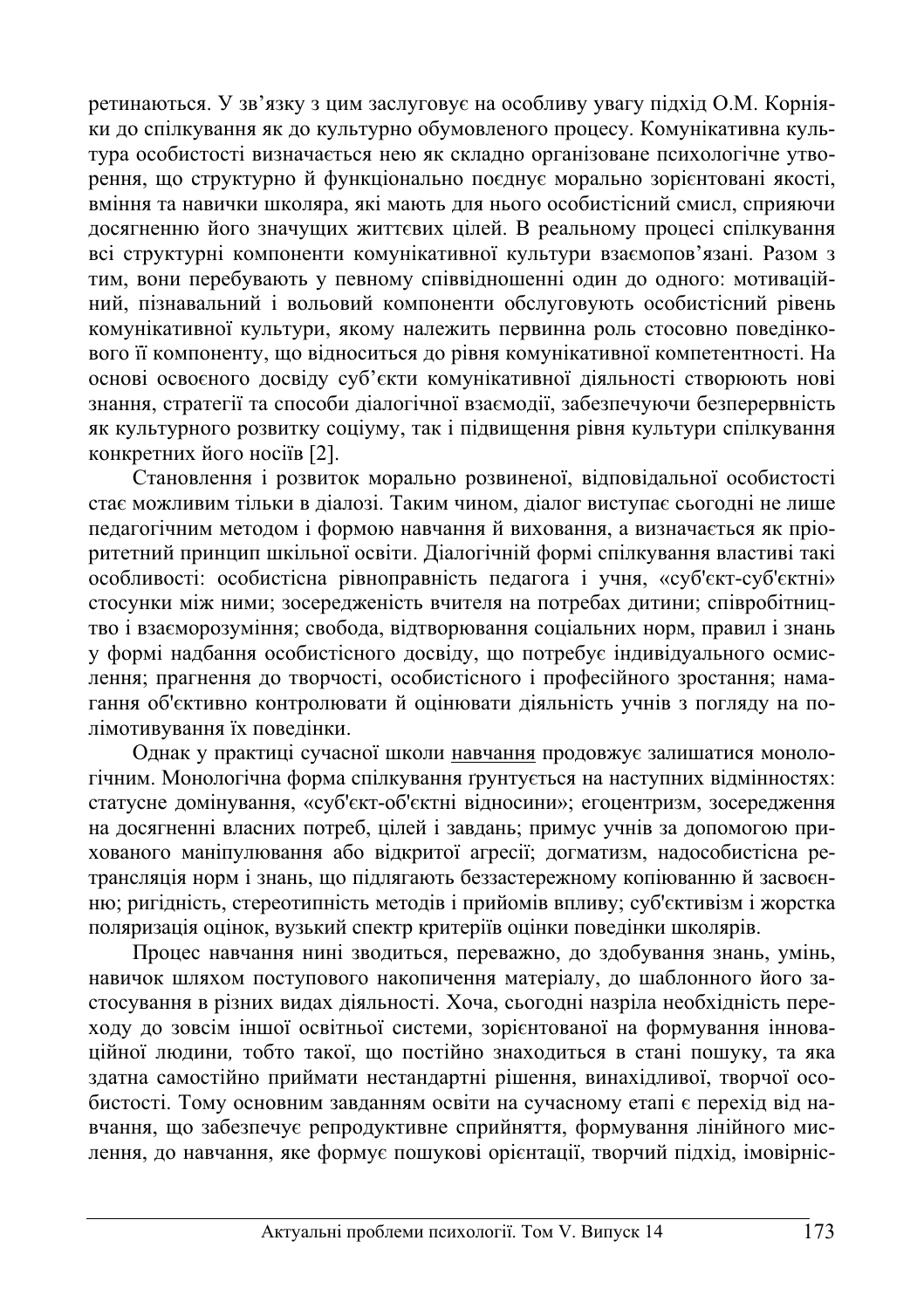ретинаються. У зв'язку з цим заслуговує на особливу увагу підхід О.М. Корніяки до спілкування як до культурно обумовленого процесу. Комунікативна культура особистості визначається нею як складно організоване психологічне утворення, що структурно й функціонально поєднує морально зорієнтовані якості, вміння та навички школяра, які мають для нього особистісний смисл, сприяючи досягненню його значущих життєвих цілей. В реальному процесі спілкування всі структурні компоненти комунікативної культури взаємопов'язані. Разом з тим, вони перебувають у певному співвідношенні один до одного: мотиваційний, пізнавальний і вольовий компоненти обслуговують особистісний рівень комунікативної культури, якому належить первинна роль стосовно поведінкового її компоненту, що відноситься до рівня комунікативної компетентності. На основі освоєного досвіду суб'єкти комунікативної діяльності створюють нові знання, стратегії та способи діалогічної взаємодії, забезпечуючи безперервність як культурного розвитку соціуму, так і підвищення рівня культури спілкування конкретних його носіїв [2].

Становлення і розвиток морально розвиненої, відповідальної особистості стає можливим тільки в діалозі. Таким чином, діалог виступає сьогодні не лише педагогічним методом і формою навчання й виховання, а визначається як пріоритетний принцип шкільної освіти. Діалогічній формі спілкування властиві такі особливості: особистісна рівноправність педагога і учня, «суб'єкт-суб'єктні» стосунки між ними; зосередженість вчителя на потребах дитини; співробітництво і взаєморозуміння; свобода, відтворювання соціальних норм, правил і знань у формі надбання особистісного досвіду, що потребує індивідуального осмислення; прагнення до творчості, особистісного і професійного зростання; намагання об'єктивно контролювати й оцінювати діяльність учнів з погляду на полімотивування їх поведінки.

Однак у практиці сучасної школи навчання продовжує залишатися монологічним. Монологічна форма спілкування ґрунтується на наступних відмінностях: статусне домінування, «суб'єкт-об'єктні відносини»; егоцентризм, зосередження на досягненні власних потреб, цілей і завдань; примус учнів за допомогою прихованого маніпулювання або відкритої агресії; догматизм, надособистісна ретрансляція норм і знань, що підлягають беззастережному копіюванню й засвоєнню; ригідність, стереотипність методів і прийомів впливу; суб'єктивізм і жорстка поляризація оцінок, вузький спектр критеріїв оцінки поведінки школярів.

Процес навчання нині зводиться, переважно, до здобування знань, умінь, навичок шляхом поступового накопичення матеріалу, до шаблонного його застосування в різних видах діяльності. Хоча, сьогодні назріла необхідність переходу до зовсім іншої освітньої системи, зорієнтованої на формування інноваційної людини, тобто такої, що постійно знаходиться в стані пошуку, та яка здатна самостійно приймати нестандартні рішення, винахідливої, творчої особистості. Тому основним завданням освіти на сучасному етапі є перехід від навчання, що забезпечує репродуктивне сприйняття, формування лінійного мислення, до навчання, яке формує пошукові орієнтації, творчий підхід, імовірніс-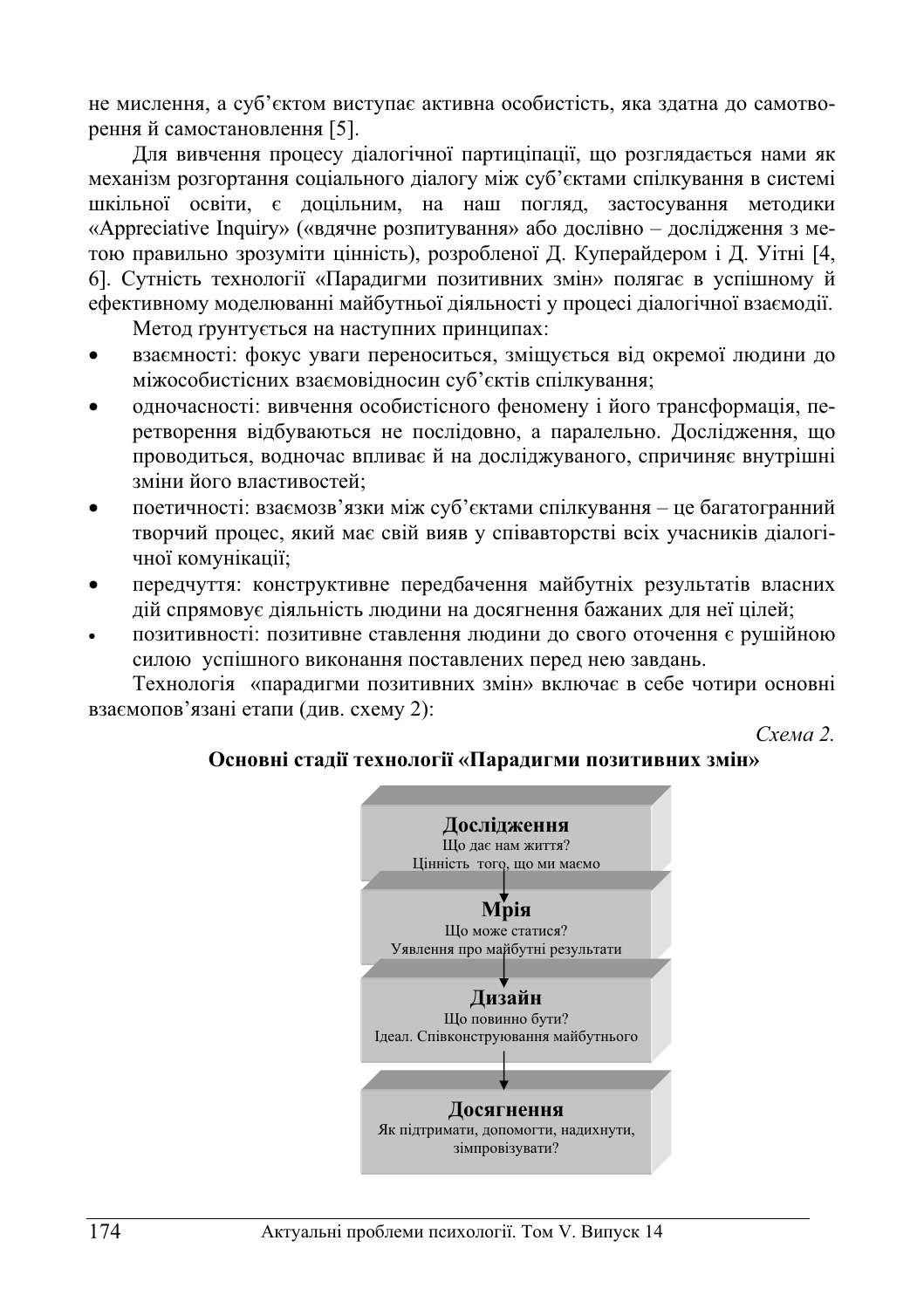не мислення, а суб'єктом виступає активна особистість, яка здатна до самотворення й самостановлення [5].

Для вивчення процесу діалогічної партиципації, що розглядається нами як механізм розгортання соціального діалогу між суб'єктами спілкування в системі шкільної освіти, є доцільним, на наш погляд, застосування методики «Appreciative Inquiry» («вдячне розпитування» або дослівно – дослідження з метою правильно зрозуміти цінність), розробленої Д. Куперайдером і Д. Уітні [4, 6]. Сутність технології «Парадигми позитивних змін» полягає в успішному й ефективному моделюванні майбутньої діяльності у процесі діалогічної взаємодії.

Метод ґрунтується на наступних принципах:

- взаємності: фокус уваги переноситься, зміщується від окремої людини до міжособистісних взаємовідносин суб'єктів спілкування;
- одночасності: вивчення особистісного феномену і його трансформація, перетворення відбуваються не послідовно, а паралельно. Дослідження, що проводиться, водночас впливає й на досліджуваного, спричиняє внутрішні зміни його властивостей;
- поетичності: взаємозв'язки між суб'єктами спілкування – це багатогранний творчий процес, який має свій вияв у співавторстві всіх учасників діалогічної комунікації;
- передчуття: конструктивне передбачення майбутніх результатів власних дій спрямовує діяльність людини на досягнення бажаних для неї цілей;
- позитивності: позитивне ставлення людини до свого оточення є рушійною силою успішного виконання поставлених перед нею завдань.

Технологія «парадигми позитивних змін» включає в себе чотири основні взаємопов'язані етапи (див. схему 2):

*Схема 2.*

**Основні стадії технології «Парадигми позитивних змін»**

**Дослідження**
Що дає нам життя?
Цінність того, що ми маємо

↓

**Мрія**
Що може статися?
Уявлення про майбутні результати

↓

**Дизайн**
Що повинно бути?
Ідеал. Співконструювання майбутнього

↓

**Досягнення**
Як підтримати, допомогти, надихнути, зімпровізувати?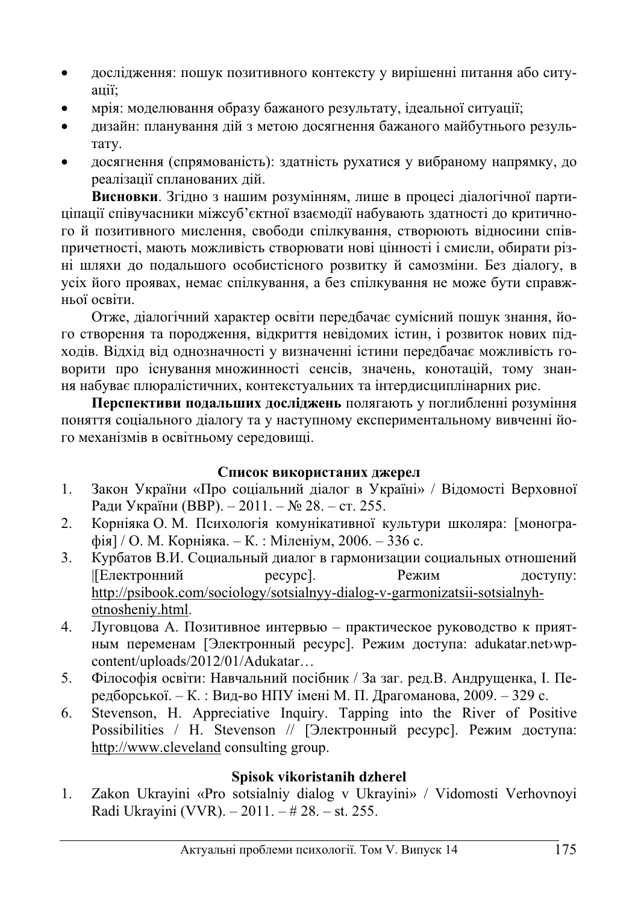- дослідження: пошук позитивного контексту у вирішенні питання або ситуації;
- мрія: моделювання образу бажаного результату, ідеальної ситуації;
- дизайн: планування дій з метою досягнення бажаного майбутнього результату.
- досягнення (спрямованість): здатність рухатися у вибраному напрямку, до реалізації спланованих дій.

**Висновки**. Згідно з нашим розумінням, лише в процесі діалогічної партиціпації співучасники міжсуб'єктної взаємодії набувають здатності до критичного й позитивного мислення, свободи спілкування, створюють відносини співпричетності, мають можливість створювати нові цінності і смисли, обирати різні шляхи до подальшого особистісного розвитку й самозміни. Без діалогу, в усіх його проявах, немає спілкування, а без спілкування не може бути справжньої освіти.

Отже, діалогічний характер освіти передбачає сумісний пошук знання, його створення та породження, відкриття невідомих істин, і розвиток нових підходів. Відхід від однозначності у визначенні істини передбачає можливість говорити про існування множинності сенсів, значень, конотацій, тому знання набуває плюралістичних, контекстуальних та інтердисциплінарних рис.

**Перспективи подальших досліджень** полягають у поглибленні розуміння поняття соціального діалогу та у наступному експериментальному вивченні його механізмів в освітньому середовищі.

### Список використаних джерел

1. Закон України «Про соціальний діалог в Україні» / Відомості Верховної Ради України (ВВР). – 2011. – № 28. – ст. 255.
2. Корніяка О. М. Психологія комунікативної культури школяра: [монографія] / О. М. Корніяка. – К. : Міленіум, 2006. – 336 с.
3. Курбатов В.И. Социальный диалог в гармонизации социальных отношений |[Електронний ресурс]. Режим доступу: http://psibook.com/sociology/sotsialnyy-dialog-v-garmonizatsii-sotsialnyh-otnosheniy.html.
4. Луговцова А. Позитивное интервью – практическое руководство к приятным переменам [Электронный ресурс]. Режим доступа: adukatar.net›wp-content/uploads/2012/01/Adukatar…
5. Філософія освіти: Навчальний посібник / За заг. ред.В. Андрущенка, І. Передборської. – К. : Вид-во НПУ імені М. П. Драгоманова, 2009. – 329 с.
6. Stevenson, H. Appreciative Inquiry. Tapping into the River of Positive Possibilities / H. Stevenson // [Электронный ресурс]. Режим доступа: http://www.cleveland consulting group.

### Spisok vikoristanih dzherel

1. Zakon Ukrayini «Pro sotsialniy dialog v Ukrayini» / Vidomosti Verhovnoyi Radi Ukrayini (VVR). – 2011. – # 28. – st. 255.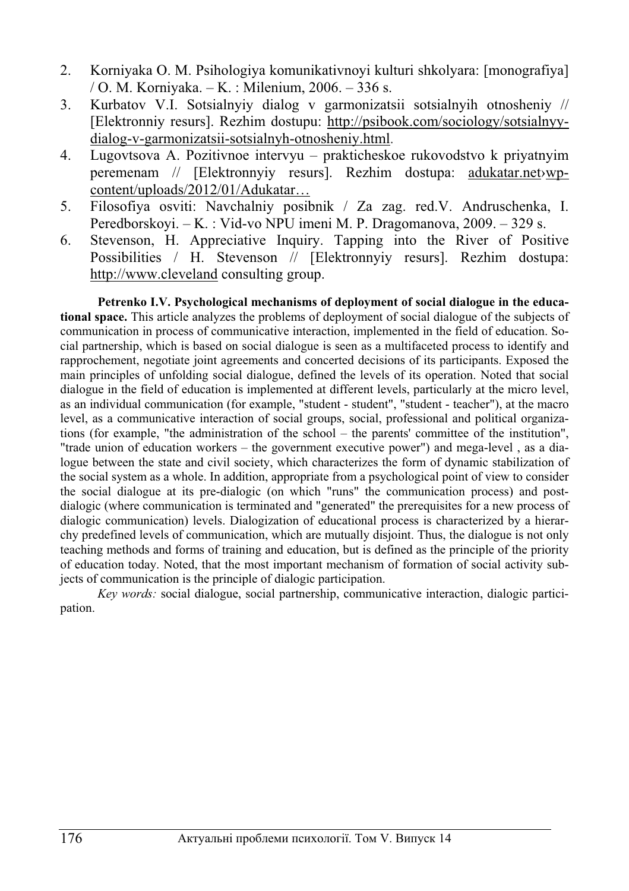2. Korniyaka O. M. Psihologiya komunikativnoyi kulturi shkolyara: [monografiya] / O. M. Korniyaka. – K. : Milenium, 2006. – 336 s.
3. Kurbatov V.I. Sotsialnyiy dialog v garmonizatsii sotsialnyih otnosheniy // [Elektronniy resurs]. Rezhim dostupu: http://psibook.com/sociology/sotsialnyy-dialog-v-garmonizatsii-sotsialnyh-otnosheniy.html.
4. Lugovtsova A. Pozitivnoe intervyu – prakticheskoe rukovodstvo k priyatnyim peremenam // [Elektronnyiy resurs]. Rezhim dostupa: adukatar.net›wp-content/uploads/2012/01/Adukatar…
5. Filosofiya osviti: Navchalniy posibnik / Za zag. red.V. Andruschenka, I. Peredborskoyi. – K. : Vid-vo NPU imeni M. P. Dragomanova, 2009. – 329 s.
6. Stevenson, H. Appreciative Inquiry. Tapping into the River of Positive Possibilities / H. Stevenson // [Elektronnyiy resurs]. Rezhim dostupa: http://www.cleveland consulting group.

**Petrenko I.V. Psychological mechanisms of deployment of social dialogue in the educational space.** This article analyzes the problems of deployment of social dialogue of the subjects of communication in process of communicative interaction, implemented in the field of education. Social partnership, which is based on social dialogue is seen as a multifaceted process to identify and rapprochement, negotiate joint agreements and concerted decisions of its participants. Exposed the main principles of unfolding social dialogue, defined the levels of its operation. Noted that social dialogue in the field of education is implemented at different levels, particularly at the micro level, as an individual communication (for example, "student - student", "student - teacher"), at the macro level, as a communicative interaction of social groups, social, professional and political organizations (for example, "the administration of the school – the parents' committee of the institution", "trade union of education workers – the government executive power") and mega-level , as a dialogue between the state and civil society, which characterizes the form of dynamic stabilization of the social system as a whole. In addition, appropriate from a psychological point of view to consider the social dialogue at its pre-dialogic (on which "runs" the communication process) and post-dialogic (where communication is terminated and "generated" the prerequisites for a new process of dialogic communication) levels. Dialogization of educational process is characterized by a hierarchy predefined levels of communication, which are mutually disjoint. Thus, the dialogue is not only teaching methods and forms of training and education, but is defined as the principle of the priority of education today. Noted, that the most important mechanism of formation of social activity subjects of communication is the principle of dialogic participation.

*Key words:* social dialogue, social partnership, communicative interaction, dialogic participation.